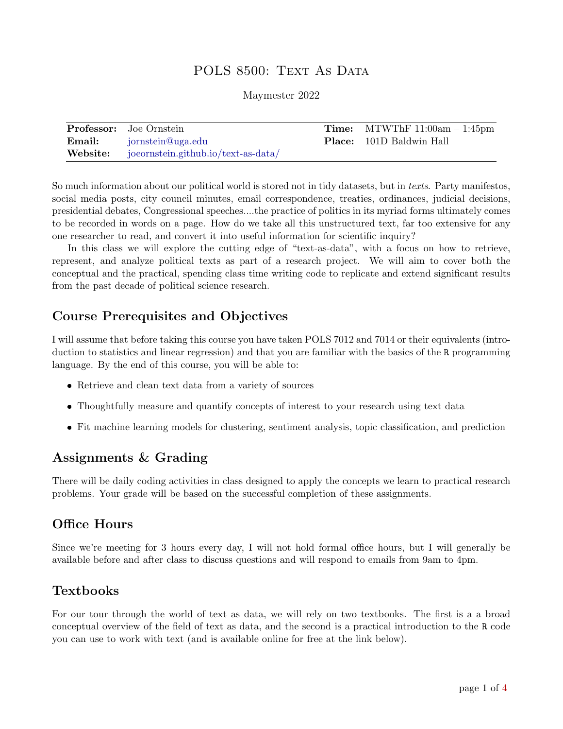# POLS 8500: Text As Data

Maymester 2022

| | | | |
|---|---|---|---|
| **Professor:** | Joe Ornstein | **Time:** | MTWThF 11:00am – 1:45pm |
| **Email:** | jornstein@uga.edu | **Place:** | 101D Baldwin Hall |
| **Website:** | joeornstein.github.io/text-as-data/ | | |

So much information about our political world is stored not in tidy datasets, but in *texts*. Party manifestos, social media posts, city council minutes, email correspondence, treaties, ordinances, judicial decisions, presidential debates, Congressional speeches....the practice of politics in its myriad forms ultimately comes to be recorded in words on a page. How do we take all this unstructured text, far too extensive for any one researcher to read, and convert it into useful information for scientific inquiry?

In this class we will explore the cutting edge of "text-as-data", with a focus on how to retrieve, represent, and analyze political texts as part of a research project. We will aim to cover both the conceptual and the practical, spending class time writing code to replicate and extend significant results from the past decade of political science research.

## Course Prerequisites and Objectives

I will assume that before taking this course you have taken POLS 7012 and 7014 or their equivalents (introduction to statistics and linear regression) and that you are familiar with the basics of the `R` programming language. By the end of this course, you will be able to:

- Retrieve and clean text data from a variety of sources
- Thoughtfully measure and quantify concepts of interest to your research using text data
- Fit machine learning models for clustering, sentiment analysis, topic classification, and prediction

## Assignments & Grading

There will be daily coding activities in class designed to apply the concepts we learn to practical research problems. Your grade will be based on the successful completion of these assignments.

## Office Hours

Since we're meeting for 3 hours every day, I will not hold formal office hours, but I will generally be available before and after class to discuss questions and will respond to emails from 9am to 4pm.

## Textbooks

For our tour through the world of text as data, we will rely on two textbooks. The first is a a broad conceptual overview of the field of text as data, and the second is a practical introduction to the `R` code you can use to work with text (and is available online for free at the link below).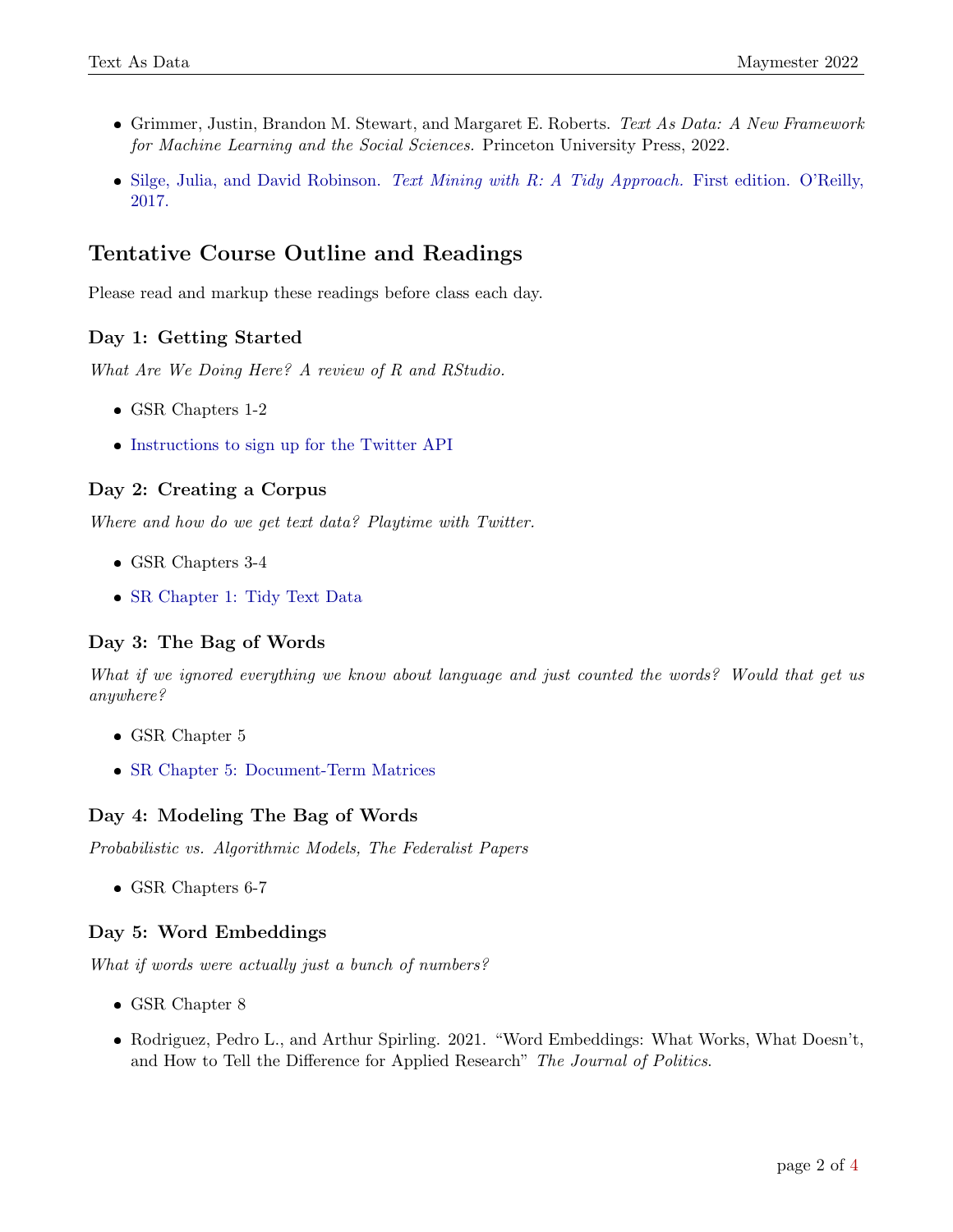- Grimmer, Justin, Brandon M. Stewart, and Margaret E. Roberts. *Text As Data: A New Framework for Machine Learning and the Social Sciences.* Princeton University Press, 2022.
- Silge, Julia, and David Robinson. *Text Mining with R: A Tidy Approach.* First edition. O'Reilly, 2017.

## Tentative Course Outline and Readings

Please read and markup these readings before class each day.

### Day 1: Getting Started

*What Are We Doing Here? A review of R and RStudio.*

- GSR Chapters 1-2
- Instructions to sign up for the Twitter API

### Day 2: Creating a Corpus

*Where and how do we get text data? Playtime with Twitter.*

- GSR Chapters 3-4
- SR Chapter 1: Tidy Text Data

### Day 3: The Bag of Words

*What if we ignored everything we know about language and just counted the words? Would that get us anywhere?*

- GSR Chapter 5
- SR Chapter 5: Document-Term Matrices

### Day 4: Modeling The Bag of Words

*Probabilistic vs. Algorithmic Models, The Federalist Papers*

- GSR Chapters 6-7

### Day 5: Word Embeddings

*What if words were actually just a bunch of numbers?*

- GSR Chapter 8
- Rodriguez, Pedro L., and Arthur Spirling. 2021. "Word Embeddings: What Works, What Doesn't, and How to Tell the Difference for Applied Research" *The Journal of Politics.*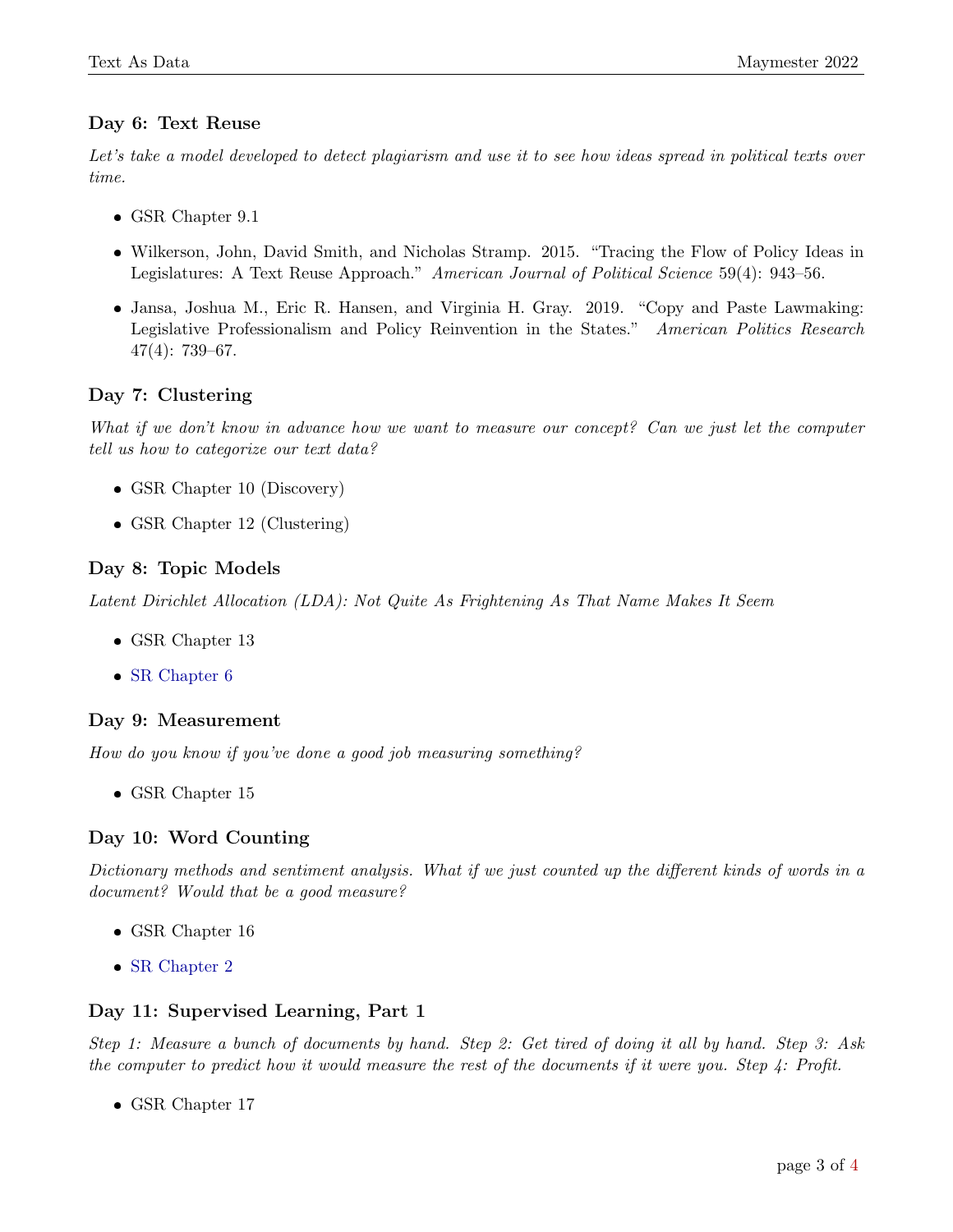### Day 6: Text Reuse

*Let's take a model developed to detect plagiarism and use it to see how ideas spread in political texts over time.*

- GSR Chapter 9.1
- Wilkerson, John, David Smith, and Nicholas Stramp. 2015. "Tracing the Flow of Policy Ideas in Legislatures: A Text Reuse Approach." *American Journal of Political Science* 59(4): 943–56.
- Jansa, Joshua M., Eric R. Hansen, and Virginia H. Gray. 2019. "Copy and Paste Lawmaking: Legislative Professionalism and Policy Reinvention in the States." *American Politics Research* 47(4): 739–67.

### Day 7: Clustering

*What if we don't know in advance how we want to measure our concept? Can we just let the computer tell us how to categorize our text data?*

- GSR Chapter 10 (Discovery)
- GSR Chapter 12 (Clustering)

### Day 8: Topic Models

*Latent Dirichlet Allocation (LDA): Not Quite As Frightening As That Name Makes It Seem*

- GSR Chapter 13
- SR Chapter 6

### Day 9: Measurement

*How do you know if you've done a good job measuring something?*

- GSR Chapter 15

### Day 10: Word Counting

*Dictionary methods and sentiment analysis. What if we just counted up the different kinds of words in a document? Would that be a good measure?*

- GSR Chapter 16
- SR Chapter 2

### Day 11: Supervised Learning, Part 1

*Step 1: Measure a bunch of documents by hand. Step 2: Get tired of doing it all by hand. Step 3: Ask the computer to predict how it would measure the rest of the documents if it were you. Step 4: Profit.*

- GSR Chapter 17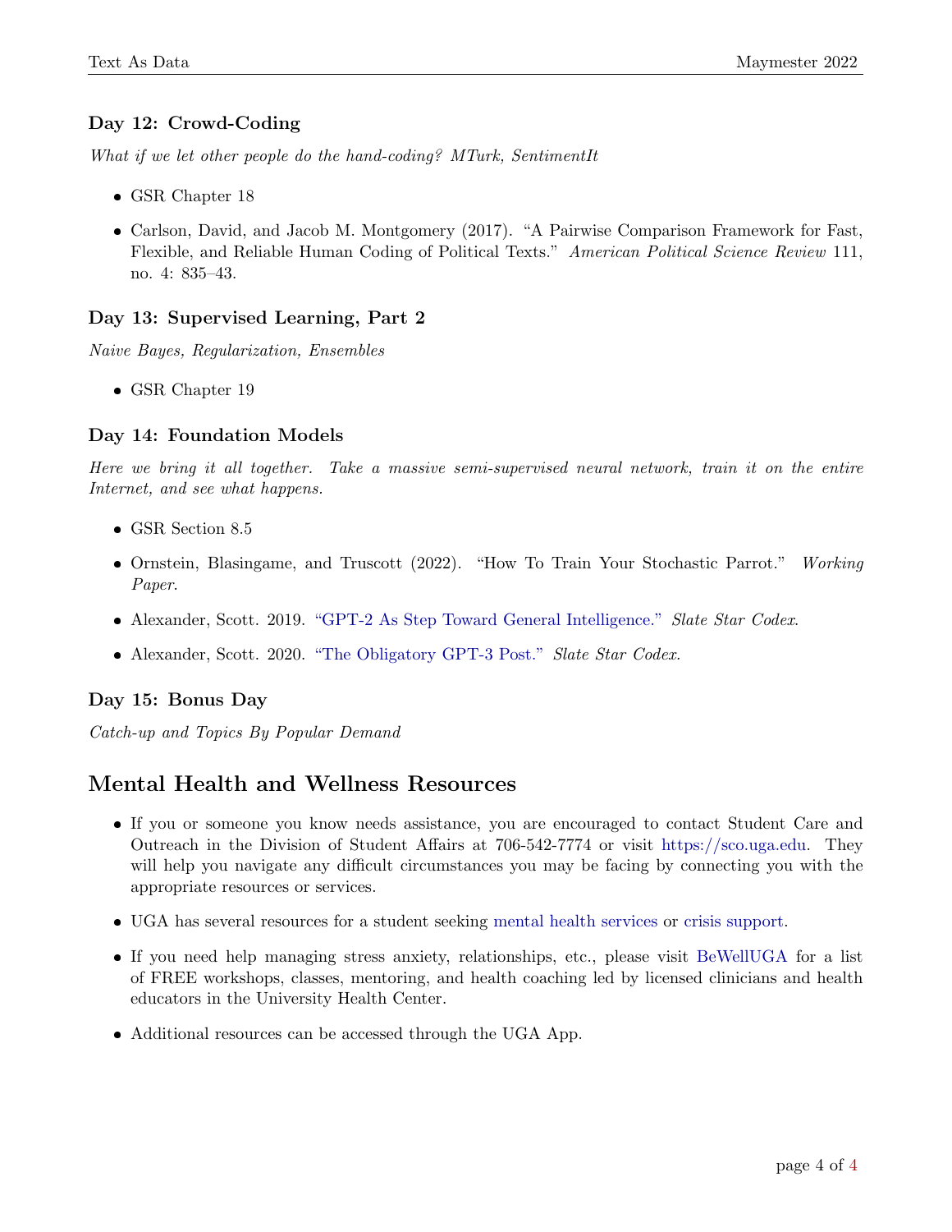### Day 12: Crowd-Coding

*What if we let other people do the hand-coding? MTurk, SentimentIt*

- GSR Chapter 18
- Carlson, David, and Jacob M. Montgomery (2017). "A Pairwise Comparison Framework for Fast, Flexible, and Reliable Human Coding of Political Texts." *American Political Science Review* 111, no. 4: 835–43.

### Day 13: Supervised Learning, Part 2

*Naive Bayes, Regularization, Ensembles*

- GSR Chapter 19

### Day 14: Foundation Models

*Here we bring it all together. Take a massive semi-supervised neural network, train it on the entire Internet, and see what happens.*

- GSR Section 8.5
- Ornstein, Blasingame, and Truscott (2022). "How To Train Your Stochastic Parrot." *Working Paper.*
- Alexander, Scott. 2019. "GPT-2 As Step Toward General Intelligence." *Slate Star Codex.*
- Alexander, Scott. 2020. "The Obligatory GPT-3 Post." *Slate Star Codex.*

### Day 15: Bonus Day

*Catch-up and Topics By Popular Demand*

## Mental Health and Wellness Resources

- If you or someone you know needs assistance, you are encouraged to contact Student Care and Outreach in the Division of Student Affairs at 706-542-7774 or visit https://sco.uga.edu. They will help you navigate any difficult circumstances you may be facing by connecting you with the appropriate resources or services.
- UGA has several resources for a student seeking mental health services or crisis support.
- If you need help managing stress anxiety, relationships, etc., please visit BeWellUGA for a list of FREE workshops, classes, mentoring, and health coaching led by licensed clinicians and health educators in the University Health Center.
- Additional resources can be accessed through the UGA App.